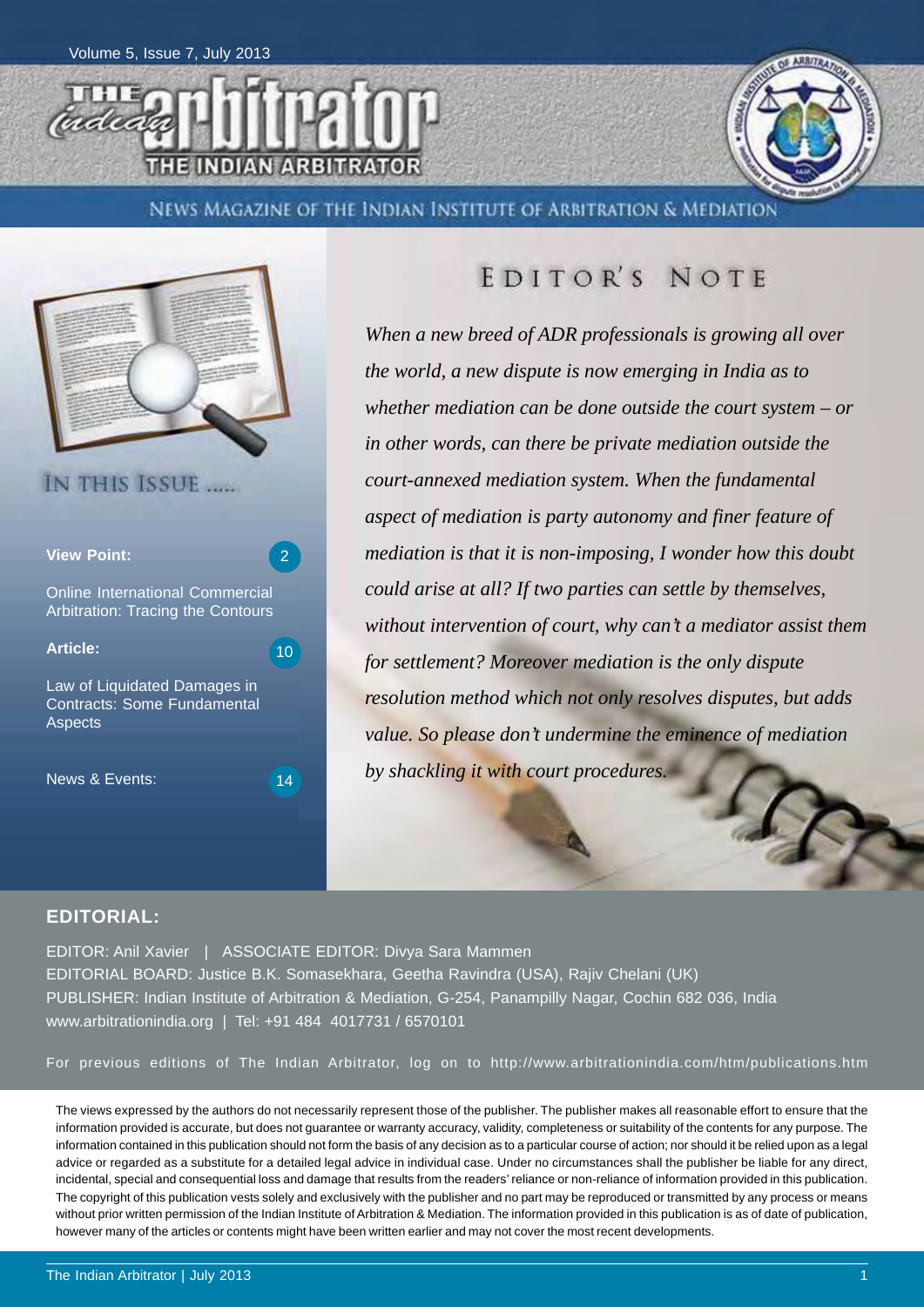Volume 5, Issue 7, July 2013

# THE indian arbitrator

THE INDIAN ARBITRATOR

NEWS MAGAZINE OF THE INDIAN INSTITUTE OF ARBITRATION & MEDIATION

## IN THIS ISSUE .....

**View Point:** 2

Online International Commercial Arbitration: Tracing the Contours

**Article:** 10

Law of Liquidated Damages in Contracts: Some Fundamental Aspects

News & Events: 14

## EDITOR'S NOTE

*When a new breed of ADR professionals is growing all over the world, a new dispute is now emerging in India as to whether mediation can be done outside the court system – or in other words, can there be private mediation outside the court-annexed mediation system. When the fundamental aspect of mediation is party autonomy and finer feature of mediation is that it is non-imposing, I wonder how this doubt could arise at all? If two parties can settle by themselves, without intervention of court, why can't a mediator assist them for settlement? Moreover mediation is the only dispute resolution method which not only resolves disputes, but adds value. So please don't undermine the eminence of mediation by shackling it with court procedures.*

## EDITORIAL:

EDITOR: Anil Xavier | ASSOCIATE EDITOR: Divya Sara Mammen

EDITORIAL BOARD: Justice B.K. Somasekhara, Geetha Ravindra (USA), Rajiv Chelani (UK)

PUBLISHER: Indian Institute of Arbitration & Mediation, G-254, Panampilly Nagar, Cochin 682 036, India

www.arbitrationindia.org | Tel: +91 484 4017731 / 6570101

For previous editions of The Indian Arbitrator, log on to http://www.arbitrationindia.com/htm/publications.htm

The views expressed by the authors do not necessarily represent those of the publisher. The publisher makes all reasonable effort to ensure that the information provided is accurate, but does not guarantee or warranty accuracy, validity, completeness or suitability of the contents for any purpose. The information contained in this publication should not form the basis of any decision as to a particular course of action; nor should it be relied upon as a legal advice or regarded as a substitute for a detailed legal advice in individual case. Under no circumstances shall the publisher be liable for any direct, incidental, special and consequential loss and damage that results from the readers' reliance or non-reliance of information provided in this publication. The copyright of this publication vests solely and exclusively with the publisher and no part may be reproduced or transmitted by any process or means without prior written permission of the Indian Institute of Arbitration & Mediation. The information provided in this publication is as of date of publication, however many of the articles or contents might have been written earlier and may not cover the most recent developments.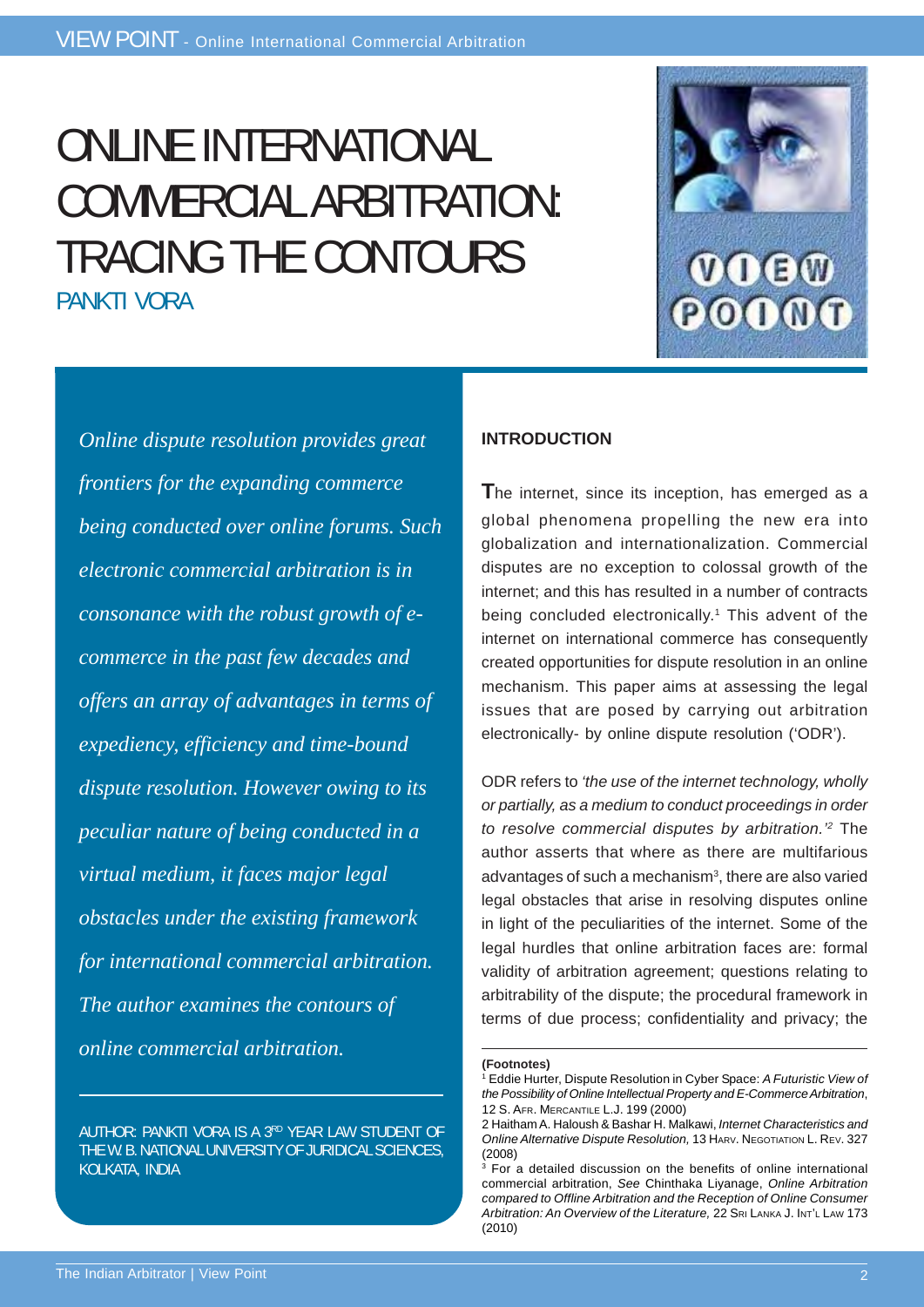# ONLINE INTERNATIONAL COMMERCIAL ARBITRATION: TRACING THE CONTOURS

PANKTI VORA

*Online dispute resolution provides great frontiers for the expanding commerce being conducted over online forums. Such electronic commercial arbitration is in consonance with the robust growth of e-commerce in the past few decades and offers an array of advantages in terms of expediency, efficiency and time-bound dispute resolution. However owing to its peculiar nature of being conducted in a virtual medium, it faces major legal obstacles under the existing framework for international commercial arbitration. The author examines the contours of online commercial arbitration.*

AUTHOR: PANKTI VORA IS A 3RD YEAR LAW STUDENT OF THE W. B. NATIONAL UNIVERSITY OF JURIDICAL SCIENCES, KOLKATA, INDIA

## INTRODUCTION

The internet, since its inception, has emerged as a global phenomena propelling the new era into globalization and internationalization. Commercial disputes are no exception to colossal growth of the internet; and this has resulted in a number of contracts being concluded electronically.[1] This advent of the internet on international commerce has consequently created opportunities for dispute resolution in an online mechanism. This paper aims at assessing the legal issues that are posed by carrying out arbitration electronically- by online dispute resolution ('ODR').

ODR refers to *'the use of the internet technology, wholly or partially, as a medium to conduct proceedings in order to resolve commercial disputes by arbitration.'*[2] The author asserts that where as there are multifarious advantages of such a mechanism[3], there are also varied legal obstacles that arise in resolving disputes online in light of the peculiarities of the internet. Some of the legal hurdles that online arbitration faces are: formal validity of arbitration agreement; questions relating to arbitrability of the dispute; the procedural framework in terms of due process; confidentiality and privacy; the

**(Footnotes)**

[1] Eddie Hurter, Dispute Resolution in Cyber Space: *A Futuristic View of the Possibility of Online Intellectual Property and E-Commerce Arbitration*, 12 S. AFR. MERCANTILE L.J. 199 (2000)

2 Haitham A. Haloush & Bashar H. Malkawi, *Internet Characteristics and Online Alternative Dispute Resolution,* 13 HARV. NEGOTIATION L. REV. 327 (2008)

[3] For a detailed discussion on the benefits of online international commercial arbitration, *See* Chinthaka Liyanage, *Online Arbitration compared to Offline Arbitration and the Reception of Online Consumer Arbitration: An Overview of the Literature,* 22 SRI LANKA J. INT'L LAW 173 (2010)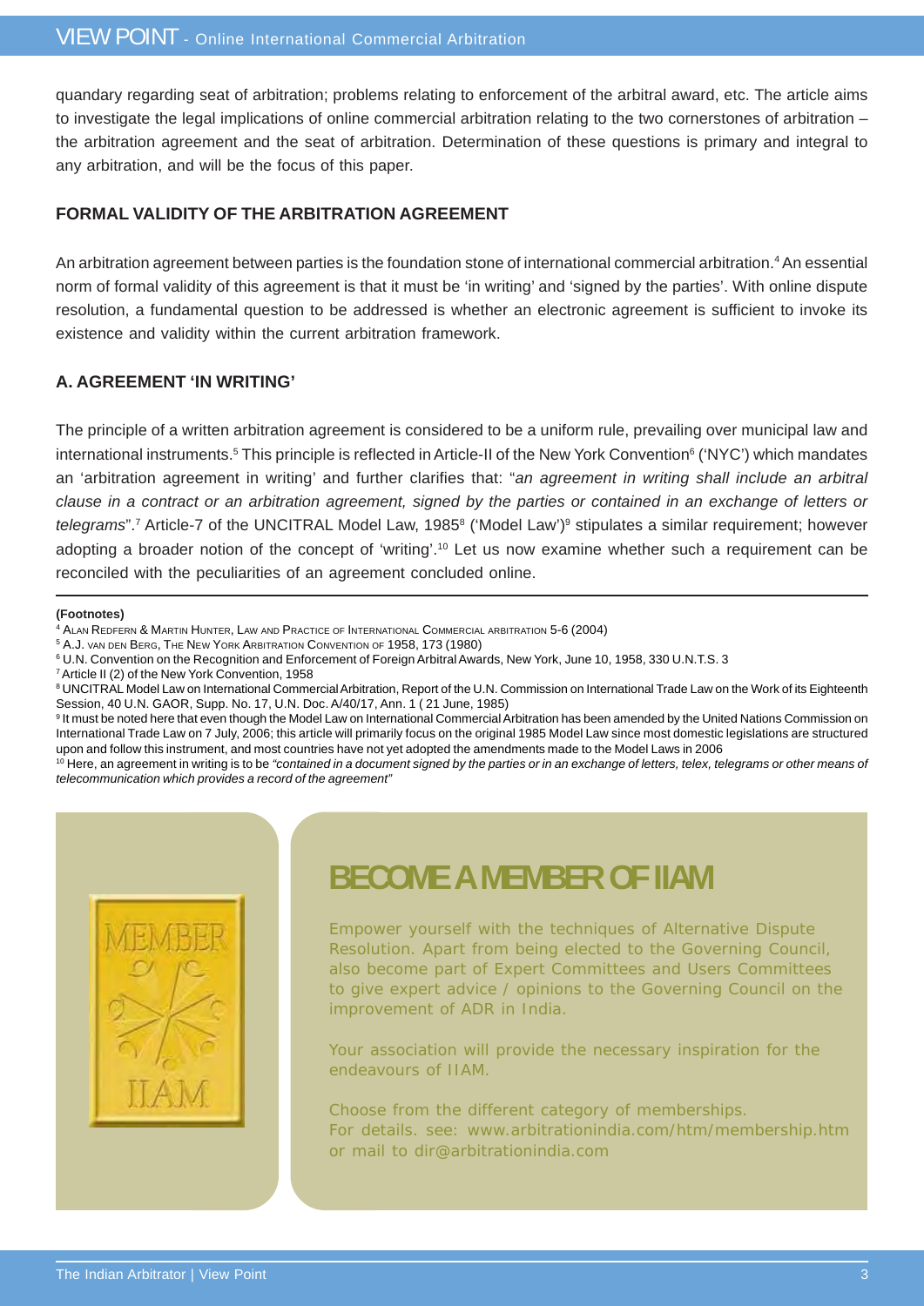quandary regarding seat of arbitration; problems relating to enforcement of the arbitral award, etc. The article aims to investigate the legal implications of online commercial arbitration relating to the two cornerstones of arbitration – the arbitration agreement and the seat of arbitration. Determination of these questions is primary and integral to any arbitration, and will be the focus of this paper.

## FORMAL VALIDITY OF THE ARBITRATION AGREEMENT

An arbitration agreement between parties is the foundation stone of international commercial arbitration.[4] An essential norm of formal validity of this agreement is that it must be 'in writing' and 'signed by the parties'. With online dispute resolution, a fundamental question to be addressed is whether an electronic agreement is sufficient to invoke its existence and validity within the current arbitration framework.

### A. AGREEMENT 'IN WRITING'

The principle of a written arbitration agreement is considered to be a uniform rule, prevailing over municipal law and international instruments.[5] This principle is reflected in Article-II of the New York Convention[6] ('NYC') which mandates an 'arbitration agreement in writing' and further clarifies that: "*an agreement in writing shall include an arbitral clause in a contract or an arbitration agreement, signed by the parties or contained in an exchange of letters or telegrams*".[7] Article-7 of the UNCITRAL Model Law, 1985[8] ('Model Law')[9] stipulates a similar requirement; however adopting a broader notion of the concept of 'writing'.[10] Let us now examine whether such a requirement can be reconciled with the peculiarities of an agreement concluded online.

**(Footnotes)**

[4] Alan Redfern & Martin Hunter, Law and Practice of International Commercial arbitration 5-6 (2004)

[5] A.J. van den Berg, The New York Arbitration Convention of 1958, 173 (1980)

[6] U.N. Convention on the Recognition and Enforcement of Foreign Arbitral Awards, New York, June 10, 1958, 330 U.N.T.S. 3

[7] Article II (2) of the New York Convention, 1958

[8] UNCITRAL Model Law on International Commercial Arbitration, Report of the U.N. Commission on International Trade Law on the Work of its Eighteenth Session, 40 U.N. GAOR, Supp. No. 17, U.N. Doc. A/40/17, Ann. 1 ( 21 June, 1985)

[9] It must be noted here that even though the Model Law on International Commercial Arbitration has been amended by the United Nations Commission on International Trade Law on 7 July, 2006; this article will primarily focus on the original 1985 Model Law since most domestic legislations are structured upon and follow this instrument, and most countries have not yet adopted the amendments made to the Model Laws in 2006

[10] Here, an agreement in writing is to be *"contained in a document signed by the parties or in an exchange of letters, telex, telegrams or other means of telecommunication which provides a record of the agreement"*

## BECOME A MEMBER OF IIAM

MEMBER IIAM

Empower yourself with the techniques of Alternative Dispute Resolution. Apart from being elected to the Governing Council, also become part of Expert Committees and Users Committees to give expert advice / opinions to the Governing Council on the improvement of ADR in India.

Your association will provide the necessary inspiration for the endeavours of IIAM.

Choose from the different category of memberships.
For details. see: www.arbitrationindia.com/htm/membership.htm or mail to dir@arbitrationindia.com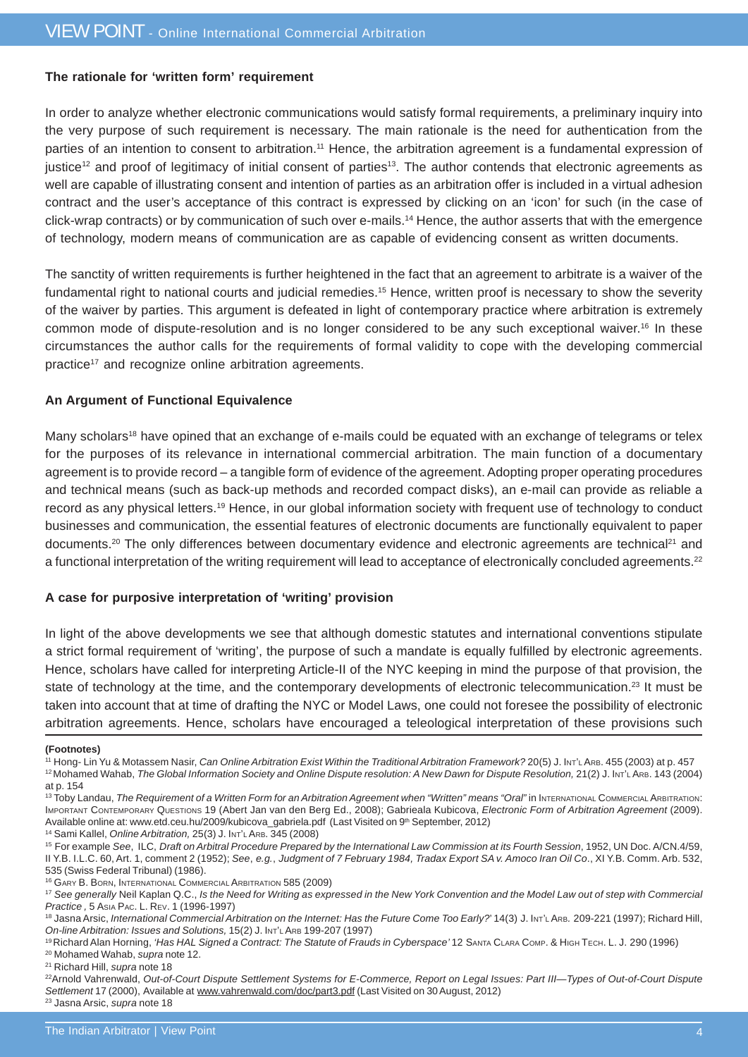### The rationale for 'written form' requirement

In order to analyze whether electronic communications would satisfy formal requirements, a preliminary inquiry into the very purpose of such requirement is necessary. The main rationale is the need for authentication from the parties of an intention to consent to arbitration.[11] Hence, the arbitration agreement is a fundamental expression of justice[12] and proof of legitimacy of initial consent of parties[13]. The author contends that electronic agreements as well are capable of illustrating consent and intention of parties as an arbitration offer is included in a virtual adhesion contract and the user's acceptance of this contract is expressed by clicking on an 'icon' for such (in the case of click-wrap contracts) or by communication of such over e-mails.[14] Hence, the author asserts that with the emergence of technology, modern means of communication are as capable of evidencing consent as written documents.

The sanctity of written requirements is further heightened in the fact that an agreement to arbitrate is a waiver of the fundamental right to national courts and judicial remedies.[15] Hence, written proof is necessary to show the severity of the waiver by parties. This argument is defeated in light of contemporary practice where arbitration is extremely common mode of dispute-resolution and is no longer considered to be any such exceptional waiver.[16] In these circumstances the author calls for the requirements of formal validity to cope with the developing commercial practice[17] and recognize online arbitration agreements.

### An Argument of Functional Equivalence

Many scholars[18] have opined that an exchange of e-mails could be equated with an exchange of telegrams or telex for the purposes of its relevance in international commercial arbitration. The main function of a documentary agreement is to provide record – a tangible form of evidence of the agreement. Adopting proper operating procedures and technical means (such as back-up methods and recorded compact disks), an e-mail can provide as reliable a record as any physical letters.[19] Hence, in our global information society with frequent use of technology to conduct businesses and communication, the essential features of electronic documents are functionally equivalent to paper documents.[20] The only differences between documentary evidence and electronic agreements are technical[21] and a functional interpretation of the writing requirement will lead to acceptance of electronically concluded agreements.[22]

### A case for purposive interpretation of 'writing' provision

In light of the above developments we see that although domestic statutes and international conventions stipulate a strict formal requirement of 'writing', the purpose of such a mandate is equally fulfilled by electronic agreements. Hence, scholars have called for interpreting Article-II of the NYC keeping in mind the purpose of that provision, the state of technology at the time, and the contemporary developments of electronic telecommunication.[23] It must be taken into account that at time of drafting the NYC or Model Laws, one could not foresee the possibility of electronic arbitration agreements. Hence, scholars have encouraged a teleological interpretation of these provisions such

**(Footnotes)**

[11] Hong- Lin Yu & Motassem Nasir, *Can Online Arbitration Exist Within the Traditional Arbitration Framework?* 20(5) J. INT'L ARB. 455 (2003) at p. 457

[12] Mohamed Wahab, *The Global Information Society and Online Dispute resolution: A New Dawn for Dispute Resolution,* 21(2) J. INT'L ARB. 143 (2004) at p. 154

[13] Toby Landau, *The Requirement of a Written Form for an Arbitration Agreement when "Written" means "Oral"* in INTERNATIONAL COMMERCIAL ARBITRATION: IMPORTANT CONTEMPORARY QUESTIONS 19 (Abert Jan van den Berg Ed., 2008); Gabrieala Kubicova, *Electronic Form of Arbitration Agreement* (2009). Available online at: www.etd.ceu.hu/2009/kubicova_gabriela.pdf (Last Visited on 9th September, 2012)

[14] Sami Kallel, *Online Arbitration,* 25(3) J. INT'L ARB. 345 (2008)

[15] For example *See*, ILC, *Draft on Arbitral Procedure Prepared by the International Law Commission at its Fourth Session*, 1952, UN Doc. A/CN.4/59, II Y.B. I.L.C. 60, Art. 1, comment 2 (1952); *See*, *e.g.*, *Judgment of 7 February 1984, Tradax Export SA v. Amoco Iran Oil Co*., XI Y.B. Comm. Arb. 532, 535 (Swiss Federal Tribunal) (1986).

[16] GARY B. BORN, INTERNATIONAL COMMERCIAL ARBITRATION 585 (2009)

[17] *See generally* Neil Kaplan Q.C., *Is the Need for Writing as expressed in the New York Convention and the Model Law out of step with Commercial Practice ,* 5 ASIA PAC. L. REV. 1 (1996-1997)

[18] Jasna Arsic, *International Commercial Arbitration on the Internet: Has the Future Come Too Early?*' 14(3) J. INT'L ARB. 209-221 (1997); Richard Hill, *On-line Arbitration: Issues and Solutions,* 15(2) J. INT'L ARB 199-207 (1997)

[19] Richard Alan Horning, *'Has HAL Signed a Contract: The Statute of Frauds in Cyberspace'* 12 SANTA CLARA COMP. & HIGH TECH. L. J. 290 (1996)

[20] Mohamed Wahab, *supra* note 12.

[21] Richard Hill, *supra* note 18

[22] Arnold Vahrenwald, *Out-of-Court Dispute Settlement Systems for E-Commerce, Report on Legal Issues: Part III—Types of Out-of-Court Dispute Settlement* 17 (2000), Available at www.vahrenwald.com/doc/part3.pdf (Last Visited on 30 August, 2012)

[23] Jasna Arsic, *supra* note 18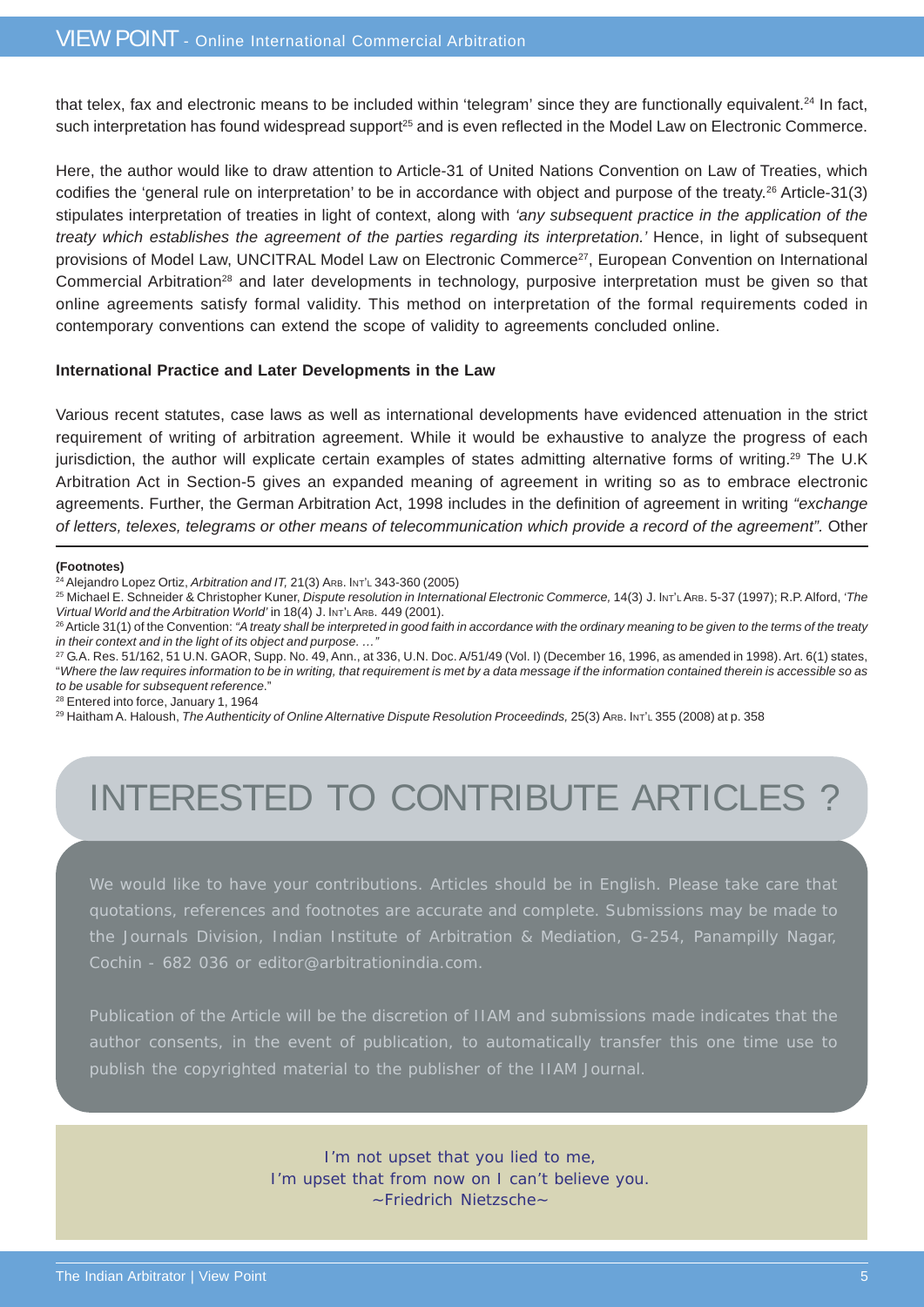that telex, fax and electronic means to be included within 'telegram' since they are functionally equivalent.[24] In fact, such interpretation has found widespread support[25] and is even reflected in the Model Law on Electronic Commerce.

Here, the author would like to draw attention to Article-31 of United Nations Convention on Law of Treaties, which codifies the 'general rule on interpretation' to be in accordance with object and purpose of the treaty.[26] Article-31(3) stipulates interpretation of treaties in light of context, along with *'any subsequent practice in the application of the treaty which establishes the agreement of the parties regarding its interpretation.'* Hence, in light of subsequent provisions of Model Law, UNCITRAL Model Law on Electronic Commerce[27], European Convention on International Commercial Arbitration[28] and later developments in technology, purposive interpretation must be given so that online agreements satisfy formal validity. This method on interpretation of the formal requirements coded in contemporary conventions can extend the scope of validity to agreements concluded online.

**International Practice and Later Developments in the Law**

Various recent statutes, case laws as well as international developments have evidenced attenuation in the strict requirement of writing of arbitration agreement. While it would be exhaustive to analyze the progress of each jurisdiction, the author will explicate certain examples of states admitting alternative forms of writing.[29] The U.K Arbitration Act in Section-5 gives an expanded meaning of agreement in writing so as to embrace electronic agreements. Further, the German Arbitration Act, 1998 includes in the definition of agreement in writing *"exchange of letters, telexes, telegrams or other means of telecommunication which provide a record of the agreement".* Other

**(Footnotes)**

[24] Alejandro Lopez Ortiz, *Arbitration and IT,* 21(3) ARB. INT'L 343-360 (2005)

[25] Michael E. Schneider & Christopher Kuner, *Dispute resolution in International Electronic Commerce,* 14(3) J. INT'L ARB. 5-37 (1997); R.P. Alford, *'The Virtual World and the Arbitration World'* in 18(4) J. INT'L ARB. 449 (2001).

[26] Article 31(1) of the Convention: *"A treaty shall be interpreted in good faith in accordance with the ordinary meaning to be given to the terms of the treaty in their context and in the light of its object and purpose. …"*

[27] G.A. Res. 51/162, 51 U.N. GAOR, Supp. No. 49, Ann., at 336, U.N. Doc. A/51/49 (Vol. I) (December 16, 1996, as amended in 1998). Art. 6(1) states, "*Where the law requires information to be in writing, that requirement is met by a data message if the information contained therein is accessible so as to be usable for subsequent reference*."

[28] Entered into force, January 1, 1964

[29] Haitham A. Haloush, *The Authenticity of Online Alternative Dispute Resolution Proceedinds,* 25(3) ARB. INT'L 355 (2008) at p. 358

## INTERESTED TO CONTRIBUTE ARTICLES ?

We would like to have your contributions. Articles should be in English. Please take care that quotations, references and footnotes are accurate and complete. Submissions may be made to the Journals Division, Indian Institute of Arbitration & Mediation, G-254, Panampilly Nagar, Cochin - 682 036 or editor@arbitrationindia.com.

Publication of the Article will be the discretion of IIAM and submissions made indicates that the author consents, in the event of publication, to automatically transfer this one time use to publish the copyrighted material to the publisher of the IIAM Journal.

I'm not upset that you lied to me,
I'm upset that from now on I can't believe you.
~Friedrich Nietzsche~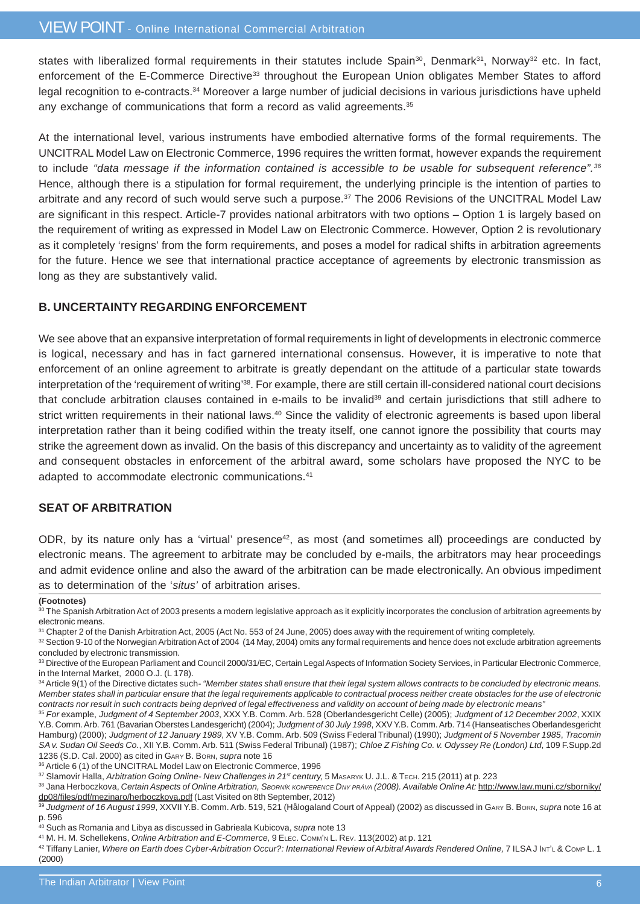states with liberalized formal requirements in their statutes include Spain[30], Denmark[31], Norway[32] etc. In fact, enforcement of the E-Commerce Directive[33] throughout the European Union obligates Member States to afford legal recognition to e-contracts.[34] Moreover a large number of judicial decisions in various jurisdictions have upheld any exchange of communications that form a record as valid agreements.[35]

At the international level, various instruments have embodied alternative forms of the formal requirements. The UNCITRAL Model Law on Electronic Commerce, 1996 requires the written format, however expands the requirement to include *"data message if the information contained is accessible to be usable for subsequent reference".*[36] Hence, although there is a stipulation for formal requirement, the underlying principle is the intention of parties to arbitrate and any record of such would serve such a purpose.[37] The 2006 Revisions of the UNCITRAL Model Law are significant in this respect. Article-7 provides national arbitrators with two options – Option 1 is largely based on the requirement of writing as expressed in Model Law on Electronic Commerce. However, Option 2 is revolutionary as it completely 'resigns' from the form requirements, and poses a model for radical shifts in arbitration agreements for the future. Hence we see that international practice acceptance of agreements by electronic transmission as long as they are substantively valid.

### B. UNCERTAINTY REGARDING ENFORCEMENT

We see above that an expansive interpretation of formal requirements in light of developments in electronic commerce is logical, necessary and has in fact garnered international consensus. However, it is imperative to note that enforcement of an online agreement to arbitrate is greatly dependant on the attitude of a particular state towards interpretation of the 'requirement of writing'[38]. For example, there are still certain ill-considered national court decisions that conclude arbitration clauses contained in e-mails to be invalid[39] and certain jurisdictions that still adhere to strict written requirements in their national laws.[40] Since the validity of electronic agreements is based upon liberal interpretation rather than it being codified within the treaty itself, one cannot ignore the possibility that courts may strike the agreement down as invalid. On the basis of this discrepancy and uncertainty as to validity of the agreement and consequent obstacles in enforcement of the arbitral award, some scholars have proposed the NYC to be adapted to accommodate electronic communications.[41]

### SEAT OF ARBITRATION

ODR, by its nature only has a 'virtual' presence[42], as most (and sometimes all) proceedings are conducted by electronic means. The agreement to arbitrate may be concluded by e-mails, the arbitrators may hear proceedings and admit evidence online and also the award of the arbitration can be made electronically. An obvious impediment as to determination of the '*situs'* of arbitration arises.

**(Footnotes)**

[30] The Spanish Arbitration Act of 2003 presents a modern legislative approach as it explicitly incorporates the conclusion of arbitration agreements by electronic means.

[31] Chapter 2 of the Danish Arbitration Act, 2005 (Act No. 553 of 24 June, 2005) does away with the requirement of writing completely.

[32] Section 9-10 of the Norwegian Arbitration Act of 2004 (14 May, 2004) omits any formal requirements and hence does not exclude arbitration agreements concluded by electronic transmission.

[33] Directive of the European Parliament and Council 2000/31/EC, Certain Legal Aspects of Information Society Services, in Particular Electronic Commerce, in the Internal Market, 2000 O.J. (L 178).

[34] Article 9(1) of the Directive dictates such- *"Member states shall ensure that their legal system allows contracts to be concluded by electronic means. Member states shall in particular ensure that the legal requirements applicable to contractual process neither create obstacles for the use of electronic contracts nor result in such contracts being deprived of legal effectiveness and validity on account of being made by electronic means"*

[35] *For* example, *Judgment of 4 September 2003*, XXX Y.B. Comm. Arb. 528 (Oberlandesgericht Celle) (2005); *Judgment of 12 December 2002*, XXIX Y.B. Comm. Arb. 761 (Bavarian Oberstes Landesgericht) (2004); *Judgment of 30 July 1998*, XXV Y.B. Comm. Arb. 714 (Hanseatisches Oberlandesgericht Hamburg) (2000); *Judgment of 12 January 1989*, XV Y.B. Comm. Arb. 509 (Swiss Federal Tribunal) (1990); *Judgment of 5 November 1985*, *Tracomin SA v. Sudan Oil Seeds Co.*, XII Y.B. Comm. Arb. 511 (Swiss Federal Tribunal) (1987); *Chloe Z Fishing Co. v. Odyssey Re (London) Ltd*, 109 F.Supp.2d 1236 (S.D. Cal. 2000) as cited in Gary B. Born, *supra* note 16

[36] Article 6 (1) of the UNCITRAL Model Law on Electronic Commerce, 1996

[37] Slamovir Halla, *Arbitration Going Online- New Challenges in 21st century,* 5 Masaryk U. J.L. & Tech. 215 (2011) at p. 223

[38] Jana Herboczkova, *Certain Aspects of Online Arbitration, Sborník konference Dny práva (2008). Available Online At:* http://www.law.muni.cz/sborniky/dp08/files/pdf/mezinaro/herboczkova.pdf (Last Visited on 8th September, 2012)

[39] *Judgment of 16 August 1999*, XXVII Y.B. Comm. Arb. 519, 521 (Hålogaland Court of Appeal) (2002) as discussed in Gary B. Born, *supra* note 16 at p. 596

[40] Such as Romania and Libya as discussed in Gabrieala Kubicova, *supra* note 13

[41] M. H. M. Schellekens, *Online Arbitration and E-Commerce,* 9 Elec. Comm'n L. Rev. 113(2002) at p. 121

[42] Tiffany Lanier, *Where on Earth does Cyber-Arbitration Occur?: International Review of Arbitral Awards Rendered Online,* 7 ILSA J Int'l & Comp L. 1 (2000)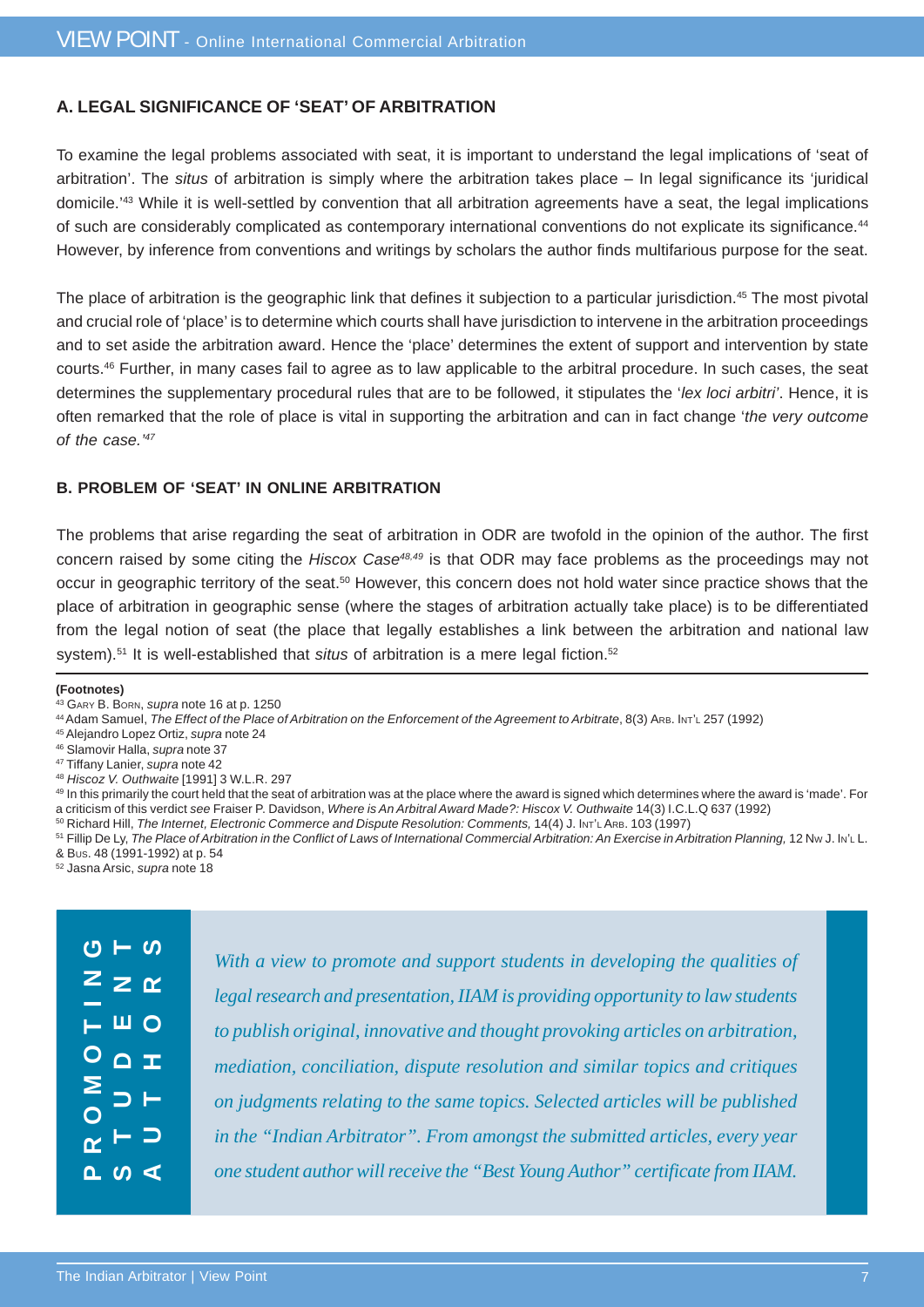### A. LEGAL SIGNIFICANCE OF 'SEAT' OF ARBITRATION

To examine the legal problems associated with seat, it is important to understand the legal implications of 'seat of arbitration'. The *situs* of arbitration is simply where the arbitration takes place – In legal significance its 'juridical domicile.'[43] While it is well-settled by convention that all arbitration agreements have a seat, the legal implications of such are considerably complicated as contemporary international conventions do not explicate its significance.[44] However, by inference from conventions and writings by scholars the author finds multifarious purpose for the seat.

The place of arbitration is the geographic link that defines it subjection to a particular jurisdiction.[45] The most pivotal and crucial role of 'place' is to determine which courts shall have jurisdiction to intervene in the arbitration proceedings and to set aside the arbitration award. Hence the 'place' determines the extent of support and intervention by state courts.[46] Further, in many cases fail to agree as to law applicable to the arbitral procedure. In such cases, the seat determines the supplementary procedural rules that are to be followed, it stipulates the '*lex loci arbitri*'. Hence, it is often remarked that the role of place is vital in supporting the arbitration and can in fact change '*the very outcome of the case.'*[47]

### B. PROBLEM OF 'SEAT' IN ONLINE ARBITRATION

The problems that arise regarding the seat of arbitration in ODR are twofold in the opinion of the author. The first concern raised by some citing the *Hiscox Case*[48,49] is that ODR may face problems as the proceedings may not occur in geographic territory of the seat.[50] However, this concern does not hold water since practice shows that the place of arbitration in geographic sense (where the stages of arbitration actually take place) is to be differentiated from the legal notion of seat (the place that legally establishes a link between the arbitration and national law system).[51] It is well-established that *situs* of arbitration is a mere legal fiction.[52]

**(Footnotes)**

[43] Gary B. Born, *supra* note 16 at p. 1250

[44] Adam Samuel, *The Effect of the Place of Arbitration on the Enforcement of the Agreement to Arbitrate*, 8(3) Arb. Int'l 257 (1992)

[45] Alejandro Lopez Ortiz, *supra* note 24

[46] Slamovir Halla, *supra* note 37

[47] Tiffany Lanier, *supra* note 42

[48] *Hiscox V. Outhwaite* [1991] 3 W.L.R. 297

[49] In this primarily the court held that the seat of arbitration was at the place where the award is signed which determines where the award is 'made'. For a criticism of this verdict *see* Fraiser P. Davidson, *Where is An Arbitral Award Made?: Hiscox V. Outhwaite* 14(3) I.C.L.Q 637 (1992)

[50] Richard Hill, *The Internet, Electronic Commerce and Dispute Resolution: Comments,* 14(4) J. Int'l Arb. 103 (1997)

[51] Fillip De Ly, *The Place of Arbitration in the Conflict of Laws of International Commercial Arbitration: An Exercise in Arbitration Planning,* 12 Nw J. In'l L. & Bus. 48 (1991-1992) at p. 54

[52] Jasna Arsic, *supra* note 18

**PROMOTING STUDENT AUTHORS**

*With a view to promote and support students in developing the qualities of legal research and presentation, IIAM is providing opportunity to law students to publish original, innovative and thought provoking articles on arbitration, mediation, conciliation, dispute resolution and similar topics and critiques on judgments relating to the same topics. Selected articles will be published in the "Indian Arbitrator". From amongst the submitted articles, every year one student author will receive the "Best Young Author" certificate from IIAM.*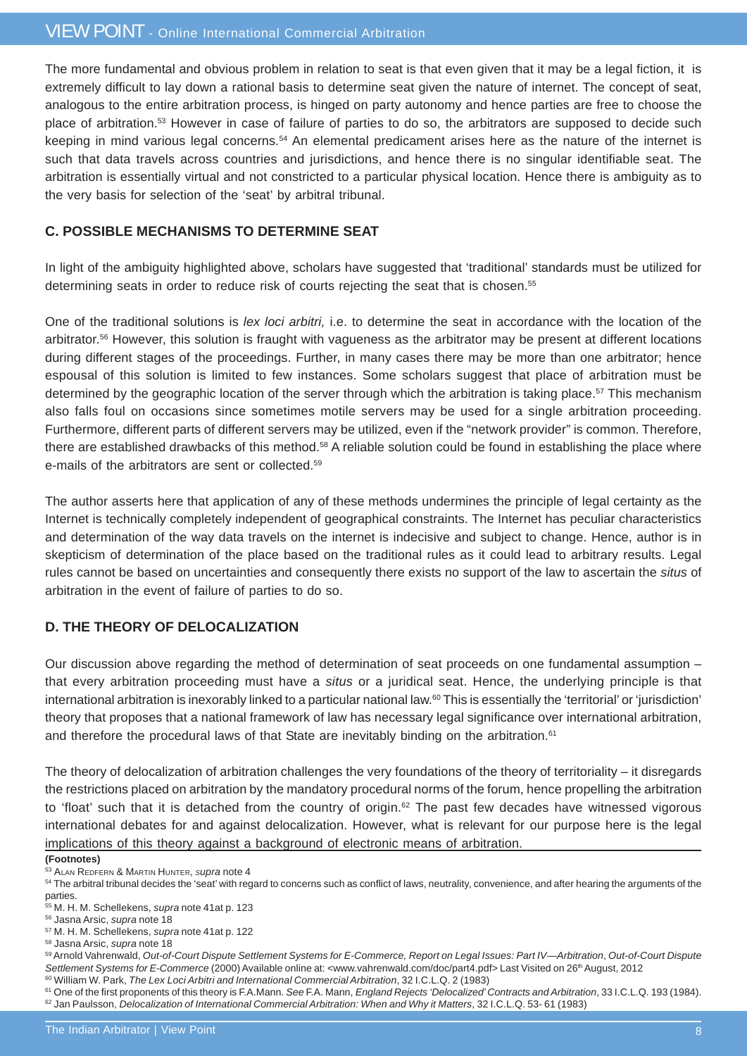The more fundamental and obvious problem in relation to seat is that even given that it may be a legal fiction, it is extremely difficult to lay down a rational basis to determine seat given the nature of internet. The concept of seat, analogous to the entire arbitration process, is hinged on party autonomy and hence parties are free to choose the place of arbitration.[53] However in case of failure of parties to do so, the arbitrators are supposed to decide such keeping in mind various legal concerns.[54] An elemental predicament arises here as the nature of the internet is such that data travels across countries and jurisdictions, and hence there is no singular identifiable seat. The arbitration is essentially virtual and not constricted to a particular physical location. Hence there is ambiguity as to the very basis for selection of the 'seat' by arbitral tribunal.

### C. POSSIBLE MECHANISMS TO DETERMINE SEAT

In light of the ambiguity highlighted above, scholars have suggested that 'traditional' standards must be utilized for determining seats in order to reduce risk of courts rejecting the seat that is chosen.[55]

One of the traditional solutions is *lex loci arbitri,* i.e. to determine the seat in accordance with the location of the arbitrator.[56] However, this solution is fraught with vagueness as the arbitrator may be present at different locations during different stages of the proceedings. Further, in many cases there may be more than one arbitrator; hence espousal of this solution is limited to few instances. Some scholars suggest that place of arbitration must be determined by the geographic location of the server through which the arbitration is taking place.[57] This mechanism also falls foul on occasions since sometimes motile servers may be used for a single arbitration proceeding. Furthermore, different parts of different servers may be utilized, even if the "network provider" is common. Therefore, there are established drawbacks of this method.[58] A reliable solution could be found in establishing the place where e-mails of the arbitrators are sent or collected.[59]

The author asserts here that application of any of these methods undermines the principle of legal certainty as the Internet is technically completely independent of geographical constraints. The Internet has peculiar characteristics and determination of the way data travels on the internet is indecisive and subject to change. Hence, author is in skepticism of determination of the place based on the traditional rules as it could lead to arbitrary results. Legal rules cannot be based on uncertainties and consequently there exists no support of the law to ascertain the *situs* of arbitration in the event of failure of parties to do so.

### D. THE THEORY OF DELOCALIZATION

Our discussion above regarding the method of determination of seat proceeds on one fundamental assumption – that every arbitration proceeding must have a *situs* or a juridical seat. Hence, the underlying principle is that international arbitration is inexorably linked to a particular national law.[60] This is essentially the 'territorial' or 'jurisdiction' theory that proposes that a national framework of law has necessary legal significance over international arbitration, and therefore the procedural laws of that State are inevitably binding on the arbitration.[61]

The theory of delocalization of arbitration challenges the very foundations of the theory of territoriality – it disregards the restrictions placed on arbitration by the mandatory procedural norms of the forum, hence propelling the arbitration to 'float' such that it is detached from the country of origin.[62] The past few decades have witnessed vigorous international debates for and against delocalization. However, what is relevant for our purpose here is the legal implications of this theory against a background of electronic means of arbitration.

**(Footnotes)**

[53] Alan Redfern & Martin Hunter, *supra* note 4

[54] The arbitral tribunal decides the 'seat' with regard to concerns such as conflict of laws, neutrality, convenience, and after hearing the arguments of the parties.

[55] M. H. M. Schellekens, *supra* note 41at p. 123

[56] Jasna Arsic, *supra* note 18

[57] M. H. M. Schellekens, *supra* note 41at p. 122

[58] Jasna Arsic, *supra* note 18

[59] Arnold Vahrenwald, *Out-of-Court Dispute Settlement Systems for E-Commerce, Report on Legal Issues: Part IV—Arbitration*, *Out-of-Court Dispute Settlement Systems for E-Commerce* (2000) Available online at: <www.vahrenwald.com/doc/part4.pdf> Last Visited on 26th August, 2012

[60] William W. Park, *The Lex Loci Arbitri and International Commercial Arbitration*, 32 I.C.L.Q. 2 (1983)

[61] One of the first proponents of this theory is F.A.Mann. *See* F.A. Mann, *England Rejects 'Delocalized' Contracts and Arbitration*, 33 I.C.L.Q. 193 (1984).

[62] Jan Paulsson, *Delocalization of International Commercial Arbitration: When and Why it Matters*, 32 I.C.L.Q. 53- 61 (1983)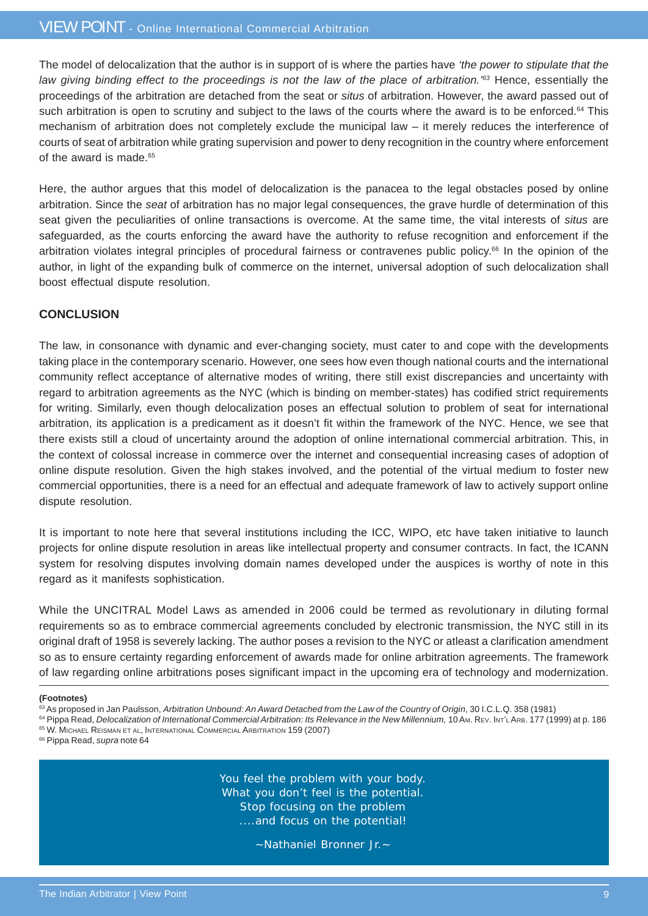The model of delocalization that the author is in support of is where the parties have *'the power to stipulate that the law giving binding effect to the proceedings is not the law of the place of arbitration.'*[63] Hence, essentially the proceedings of the arbitration are detached from the seat or *situs* of arbitration. However, the award passed out of such arbitration is open to scrutiny and subject to the laws of the courts where the award is to be enforced.[64] This mechanism of arbitration does not completely exclude the municipal law – it merely reduces the interference of courts of seat of arbitration while grating supervision and power to deny recognition in the country where enforcement of the award is made.[65]

Here, the author argues that this model of delocalization is the panacea to the legal obstacles posed by online arbitration. Since the *seat* of arbitration has no major legal consequences, the grave hurdle of determination of this seat given the peculiarities of online transactions is overcome. At the same time, the vital interests of *situs* are safeguarded, as the courts enforcing the award have the authority to refuse recognition and enforcement if the arbitration violates integral principles of procedural fairness or contravenes public policy.[66] In the opinion of the author, in light of the expanding bulk of commerce on the internet, universal adoption of such delocalization shall boost effectual dispute resolution.

## CONCLUSION

The law, in consonance with dynamic and ever-changing society, must cater to and cope with the developments taking place in the contemporary scenario. However, one sees how even though national courts and the international community reflect acceptance of alternative modes of writing, there still exist discrepancies and uncertainty with regard to arbitration agreements as the NYC (which is binding on member-states) has codified strict requirements for writing. Similarly, even though delocalization poses an effectual solution to problem of seat for international arbitration, its application is a predicament as it doesn't fit within the framework of the NYC. Hence, we see that there exists still a cloud of uncertainty around the adoption of online international commercial arbitration. This, in the context of colossal increase in commerce over the internet and consequential increasing cases of adoption of online dispute resolution. Given the high stakes involved, and the potential of the virtual medium to foster new commercial opportunities, there is a need for an effectual and adequate framework of law to actively support online dispute resolution.

It is important to note here that several institutions including the ICC, WIPO, etc have taken initiative to launch projects for online dispute resolution in areas like intellectual property and consumer contracts. In fact, the ICANN system for resolving disputes involving domain names developed under the auspices is worthy of note in this regard as it manifests sophistication.

While the UNCITRAL Model Laws as amended in 2006 could be termed as revolutionary in diluting formal requirements so as to embrace commercial agreements concluded by electronic transmission, the NYC still in its original draft of 1958 is severely lacking. The author poses a revision to the NYC or atleast a clarification amendment so as to ensure certainty regarding enforcement of awards made for online arbitration agreements. The framework of law regarding online arbitrations poses significant impact in the upcoming era of technology and modernization.

**(Footnotes)**

[63] As proposed in Jan Paulsson, *Arbitration Unbound: An Award Detached from the Law of the Country of Origin*, 30 I.C.L.Q. 358 (1981)

[64] Pippa Read, *Delocalization of International Commercial Arbitration: Its Relevance in the New Millennium,* 10 Am. Rev. Int'l Arb. 177 (1999) at p. 186

[65] W. Michael Reisman et al, International Commercial Arbitration 159 (2007)

[66] Pippa Read, *supra* note 64

You feel the problem with your body.
What you don't feel is the potential.
Stop focusing on the problem
....and focus on the potential!

~Nathaniel Bronner Jr.~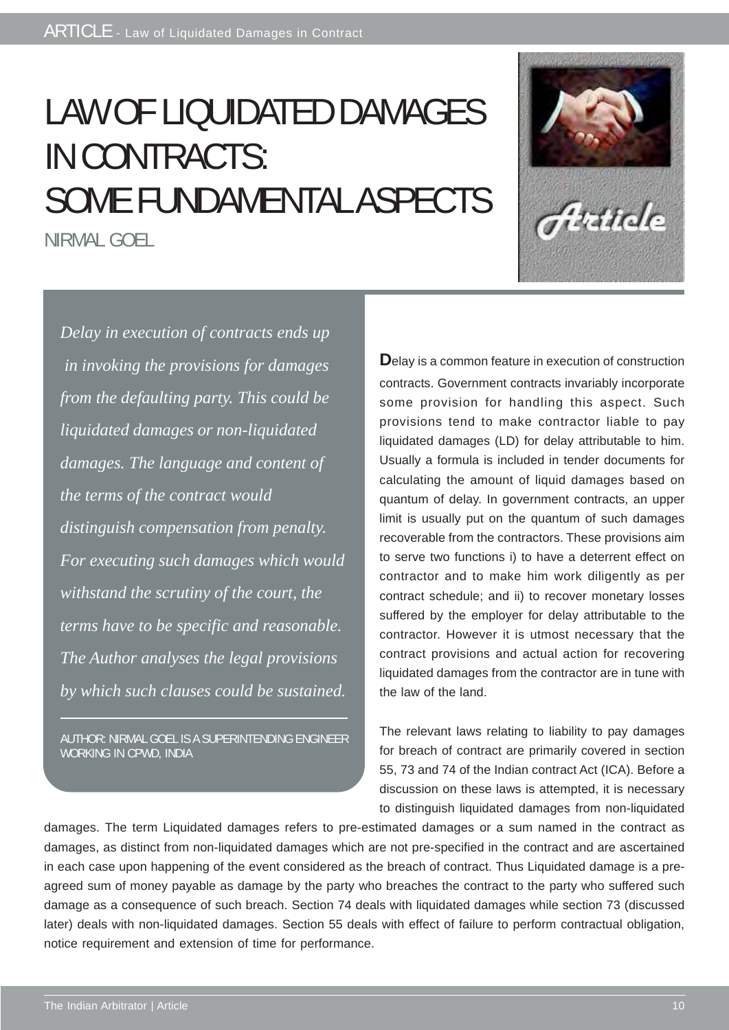# LAW OF LIQUIDATED DAMAGES IN CONTRACTS: SOME FUNDAMENTAL ASPECTS

NIRMAL GOEL

*Delay in execution of contracts ends up in invoking the provisions for damages from the defaulting party. This could be liquidated damages or non-liquidated damages. The language and content of the terms of the contract would distinguish compensation from penalty. For executing such damages which would withstand the scrutiny of the court, the terms have to be specific and reasonable. The Author analyses the legal provisions by which such clauses could be sustained.*

AUTHOR: NIRMAL GOEL IS A SUPERINTENDING ENGINEER WORKING IN CPWD, INDIA

Delay is a common feature in execution of construction contracts. Government contracts invariably incorporate some provision for handling this aspect. Such provisions tend to make contractor liable to pay liquidated damages (LD) for delay attributable to him. Usually a formula is included in tender documents for calculating the amount of liquid damages based on quantum of delay. In government contracts, an upper limit is usually put on the quantum of such damages recoverable from the contractors. These provisions aim to serve two functions i) to have a deterrent effect on contractor and to make him work diligently as per contract schedule; and ii) to recover monetary losses suffered by the employer for delay attributable to the contractor. However it is utmost necessary that the contract provisions and actual action for recovering liquidated damages from the contractor are in tune with the law of the land.

The relevant laws relating to liability to pay damages for breach of contract are primarily covered in section 55, 73 and 74 of the Indian contract Act (ICA). Before a discussion on these laws is attempted, it is necessary to distinguish liquidated damages from non-liquidated damages. The term Liquidated damages refers to pre-estimated damages or a sum named in the contract as damages, as distinct from non-liquidated damages which are not pre-specified in the contract and are ascertained in each case upon happening of the event considered as the breach of contract. Thus Liquidated damage is a pre-agreed sum of money payable as damage by the party who breaches the contract to the party who suffered such damage as a consequence of such breach. Section 74 deals with liquidated damages while section 73 (discussed later) deals with non-liquidated damages. Section 55 deals with effect of failure to perform contractual obligation, notice requirement and extension of time for performance.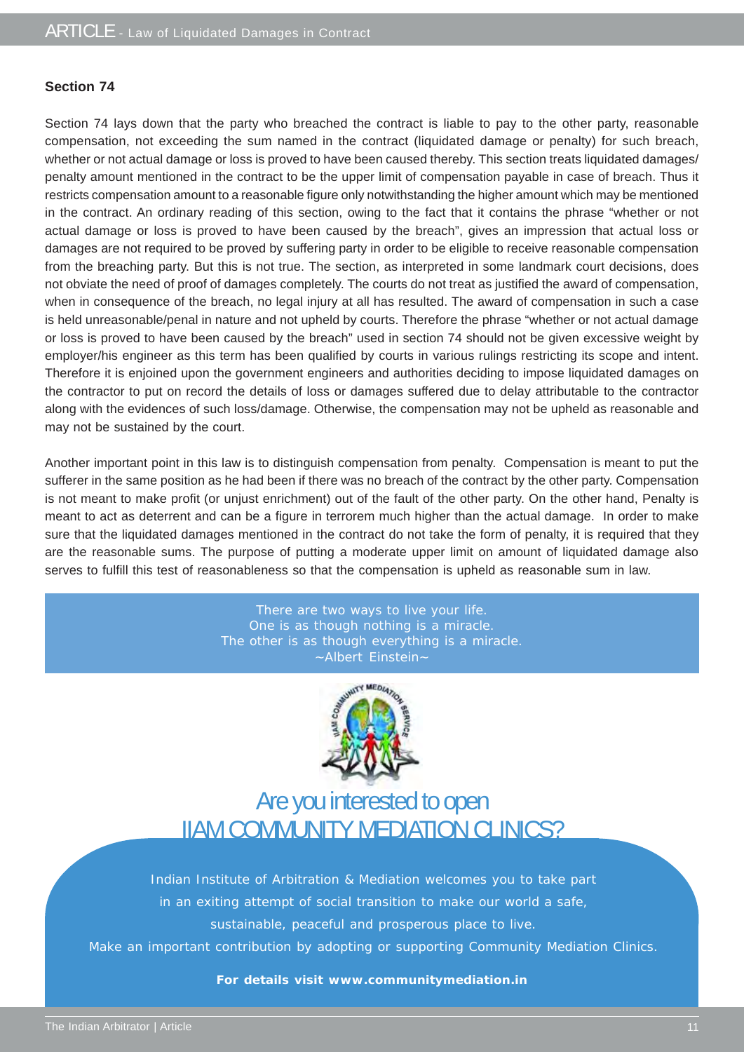### Section 74

Section 74 lays down that the party who breached the contract is liable to pay to the other party, reasonable compensation, not exceeding the sum named in the contract (liquidated damage or penalty) for such breach, whether or not actual damage or loss is proved to have been caused thereby. This section treats liquidated damages/ penalty amount mentioned in the contract to be the upper limit of compensation payable in case of breach. Thus it restricts compensation amount to a reasonable figure only notwithstanding the higher amount which may be mentioned in the contract. An ordinary reading of this section, owing to the fact that it contains the phrase "whether or not actual damage or loss is proved to have been caused by the breach", gives an impression that actual loss or damages are not required to be proved by suffering party in order to be eligible to receive reasonable compensation from the breaching party. But this is not true. The section, as interpreted in some landmark court decisions, does not obviate the need of proof of damages completely. The courts do not treat as justified the award of compensation, when in consequence of the breach, no legal injury at all has resulted. The award of compensation in such a case is held unreasonable/penal in nature and not upheld by courts. Therefore the phrase "whether or not actual damage or loss is proved to have been caused by the breach" used in section 74 should not be given excessive weight by employer/his engineer as this term has been qualified by courts in various rulings restricting its scope and intent. Therefore it is enjoined upon the government engineers and authorities deciding to impose liquidated damages on the contractor to put on record the details of loss or damages suffered due to delay attributable to the contractor along with the evidences of such loss/damage. Otherwise, the compensation may not be upheld as reasonable and may not be sustained by the court.

Another important point in this law is to distinguish compensation from penalty. Compensation is meant to put the sufferer in the same position as he had been if there was no breach of the contract by the other party. Compensation is not meant to make profit (or unjust enrichment) out of the fault of the other party. On the other hand, Penalty is meant to act as deterrent and can be a figure in terrorem much higher than the actual damage. In order to make sure that the liquidated damages mentioned in the contract do not take the form of penalty, it is required that they are the reasonable sums. The purpose of putting a moderate upper limit on amount of liquidated damage also serves to fulfill this test of reasonableness so that the compensation is upheld as reasonable sum in law.

> There are two ways to live your life.
> One is as though nothing is a miracle.
> The other is as though everything is a miracle.
> ~Albert Einstein~

## Are you interested to open IIAM COMMUNITY MEDIATION CLINICS?

Indian Institute of Arbitration & Mediation welcomes you to take part in an exiting attempt of social transition to make our world a safe, sustainable, peaceful and prosperous place to live.

Make an important contribution by adopting or supporting Community Mediation Clinics.

**For details visit www.communitymediation.in**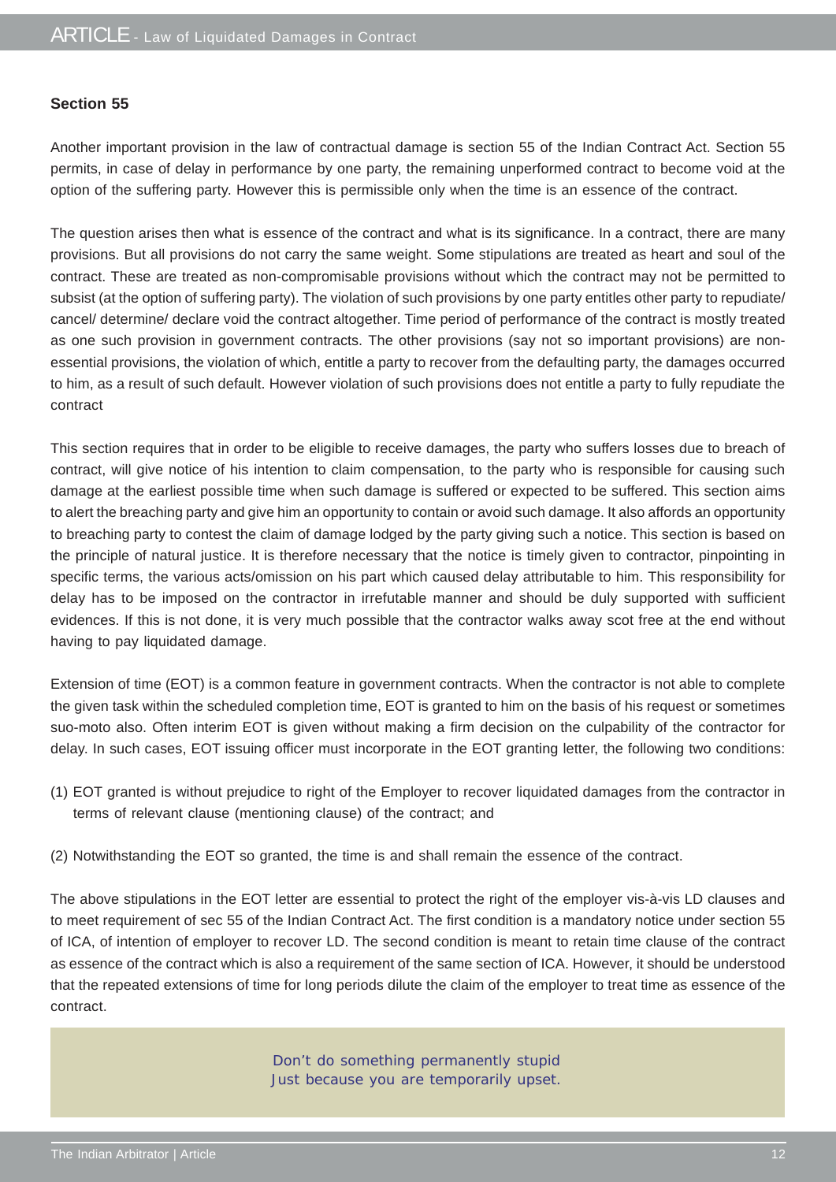### Section 55

Another important provision in the law of contractual damage is section 55 of the Indian Contract Act. Section 55 permits, in case of delay in performance by one party, the remaining unperformed contract to become void at the option of the suffering party. However this is permissible only when the time is an essence of the contract.

The question arises then what is essence of the contract and what is its significance. In a contract, there are many provisions. But all provisions do not carry the same weight. Some stipulations are treated as heart and soul of the contract. These are treated as non-compromisable provisions without which the contract may not be permitted to subsist (at the option of suffering party). The violation of such provisions by one party entitles other party to repudiate/ cancel/ determine/ declare void the contract altogether. Time period of performance of the contract is mostly treated as one such provision in government contracts. The other provisions (say not so important provisions) are non-essential provisions, the violation of which, entitle a party to recover from the defaulting party, the damages occurred to him, as a result of such default. However violation of such provisions does not entitle a party to fully repudiate the contract

This section requires that in order to be eligible to receive damages, the party who suffers losses due to breach of contract, will give notice of his intention to claim compensation, to the party who is responsible for causing such damage at the earliest possible time when such damage is suffered or expected to be suffered. This section aims to alert the breaching party and give him an opportunity to contain or avoid such damage. It also affords an opportunity to breaching party to contest the claim of damage lodged by the party giving such a notice. This section is based on the principle of natural justice. It is therefore necessary that the notice is timely given to contractor, pinpointing in specific terms, the various acts/omission on his part which caused delay attributable to him. This responsibility for delay has to be imposed on the contractor in irrefutable manner and should be duly supported with sufficient evidences. If this is not done, it is very much possible that the contractor walks away scot free at the end without having to pay liquidated damage.

Extension of time (EOT) is a common feature in government contracts. When the contractor is not able to complete the given task within the scheduled completion time, EOT is granted to him on the basis of his request or sometimes suo-moto also. Often interim EOT is given without making a firm decision on the culpability of the contractor for delay. In such cases, EOT issuing officer must incorporate in the EOT granting letter, the following two conditions:

(1) EOT granted is without prejudice to right of the Employer to recover liquidated damages from the contractor in terms of relevant clause (mentioning clause) of the contract; and

(2) Notwithstanding the EOT so granted, the time is and shall remain the essence of the contract.

The above stipulations in the EOT letter are essential to protect the right of the employer vis-à-vis LD clauses and to meet requirement of sec 55 of the Indian Contract Act. The first condition is a mandatory notice under section 55 of ICA, of intention of employer to recover LD. The second condition is meant to retain time clause of the contract as essence of the contract which is also a requirement of the same section of ICA. However, it should be understood that the repeated extensions of time for long periods dilute the claim of the employer to treat time as essence of the contract.

> Don't do something permanently stupid
> Just because you are temporarily upset.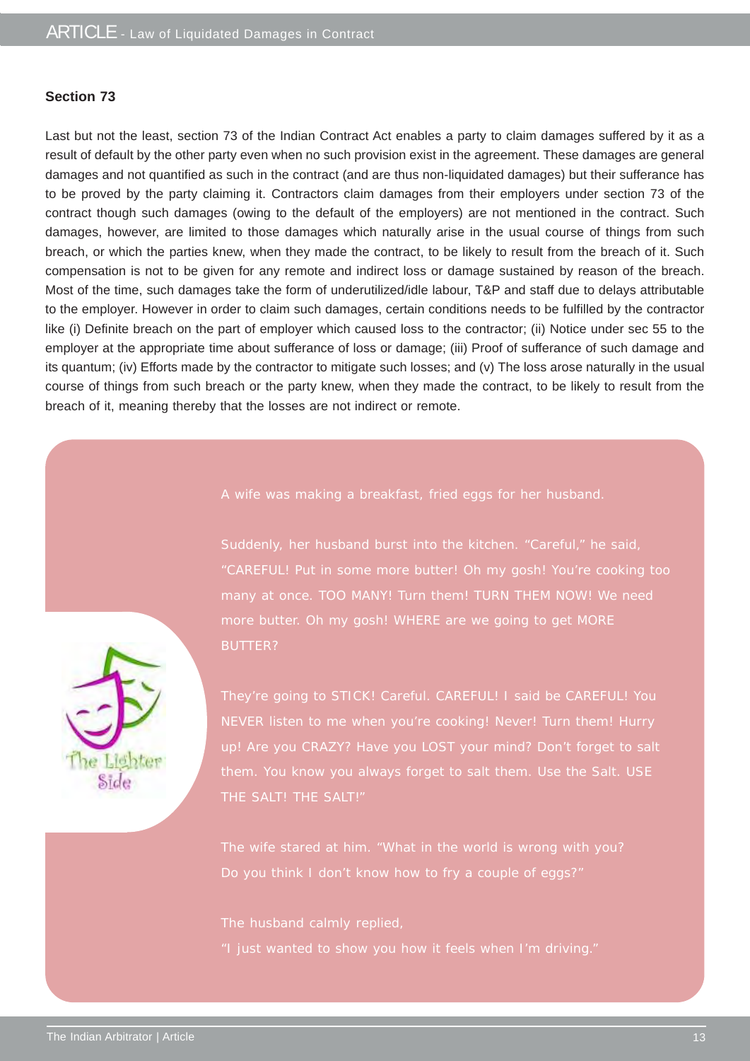### Section 73

Last but not the least, section 73 of the Indian Contract Act enables a party to claim damages suffered by it as a result of default by the other party even when no such provision exist in the agreement. These damages are general damages and not quantified as such in the contract (and are thus non-liquidated damages) but their sufferance has to be proved by the party claiming it. Contractors claim damages from their employers under section 73 of the contract though such damages (owing to the default of the employers) are not mentioned in the contract. Such damages, however, are limited to those damages which naturally arise in the usual course of things from such breach, or which the parties knew, when they made the contract, to be likely to result from the breach of it. Such compensation is not to be given for any remote and indirect loss or damage sustained by reason of the breach. Most of the time, such damages take the form of underutilized/idle labour, T&P and staff due to delays attributable to the employer. However in order to claim such damages, certain conditions needs to be fulfilled by the contractor like (i) Definite breach on the part of employer which caused loss to the contractor; (ii) Notice under sec 55 to the employer at the appropriate time about sufferance of loss or damage; (iii) Proof of sufferance of such damage and its quantum; (iv) Efforts made by the contractor to mitigate such losses; and (v) The loss arose naturally in the usual course of things from such breach or the party knew, when they made the contract, to be likely to result from the breach of it, meaning thereby that the losses are not indirect or remote.

**The Lighter Side**

A wife was making a breakfast, fried eggs for her husband.

Suddenly, her husband burst into the kitchen. "Careful," he said, "CAREFUL! Put in some more butter! Oh my gosh! You're cooking too many at once. TOO MANY! Turn them! TURN THEM NOW! We need more butter. Oh my gosh! WHERE are we going to get MORE BUTTER?

They're going to STICK! Careful. CAREFUL! I said be CAREFUL! You NEVER listen to me when you're cooking! Never! Turn them! Hurry up! Are you CRAZY? Have you LOST your mind? Don't forget to salt them. You know you always forget to salt them. Use the Salt. USE THE SALT! THE SALT!"

The wife stared at him. "What in the world is wrong with you? Do you think I don't know how to fry a couple of eggs?"

The husband calmly replied,
"I just wanted to show you how it feels when I'm driving."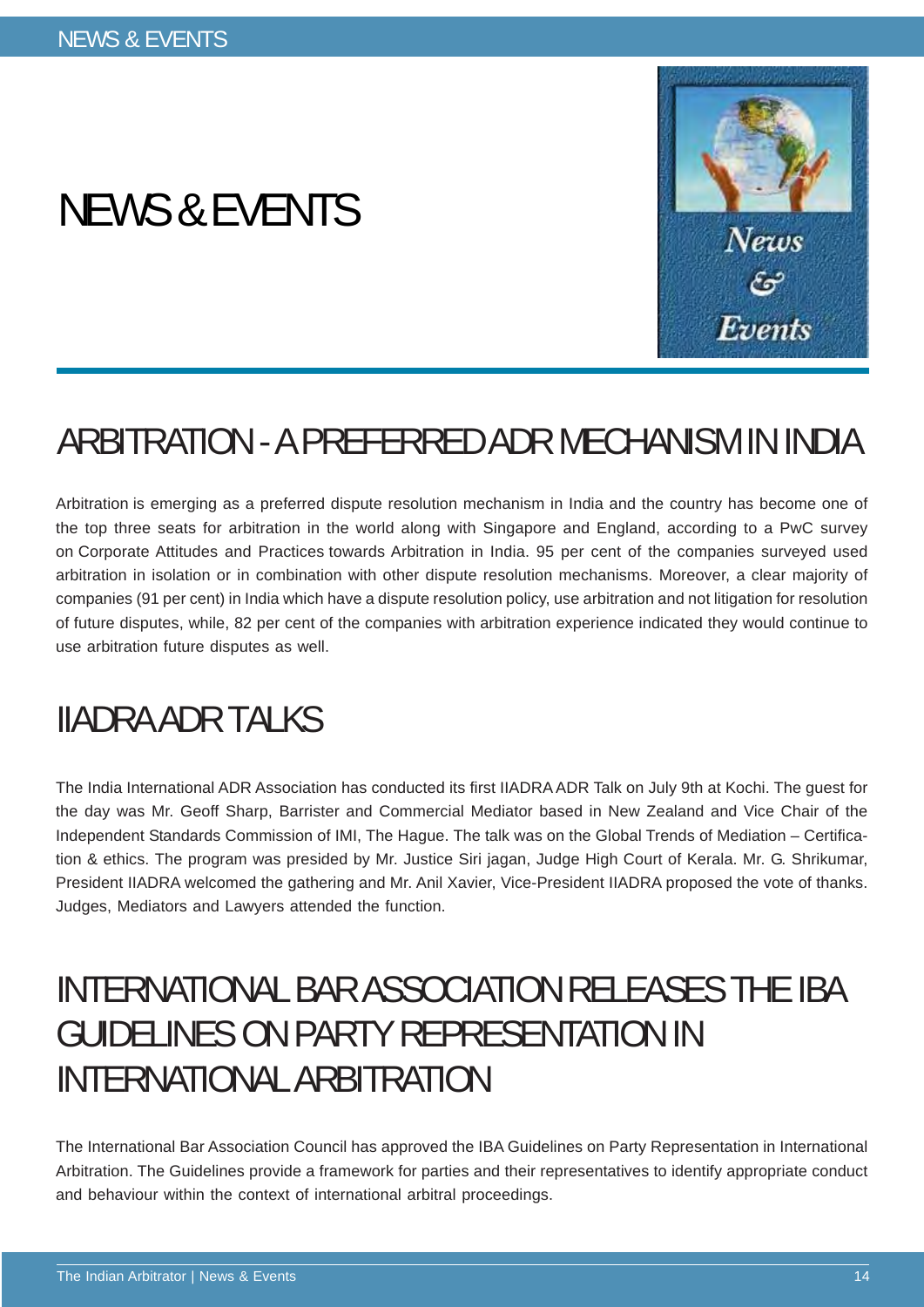# NEWS & EVENTS

## ARBITRATION - A PREFERRED ADR MECHANISM IN INDIA

Arbitration is emerging as a preferred dispute resolution mechanism in India and the country has become one of the top three seats for arbitration in the world along with Singapore and England, according to a PwC survey on Corporate Attitudes and Practices towards Arbitration in India. 95 per cent of the companies surveyed used arbitration in isolation or in combination with other dispute resolution mechanisms. Moreover, a clear majority of companies (91 per cent) in India which have a dispute resolution policy, use arbitration and not litigation for resolution of future disputes, while, 82 per cent of the companies with arbitration experience indicated they would continue to use arbitration future disputes as well.

## IIADRA ADR TALKS

The India International ADR Association has conducted its first IIADRA ADR Talk on July 9th at Kochi. The guest for the day was Mr. Geoff Sharp, Barrister and Commercial Mediator based in New Zealand and Vice Chair of the Independent Standards Commission of IMI, The Hague. The talk was on the Global Trends of Mediation – Certification & ethics. The program was presided by Mr. Justice Siri jagan, Judge High Court of Kerala. Mr. G. Shrikumar, President IIADRA welcomed the gathering and Mr. Anil Xavier, Vice-President IIADRA proposed the vote of thanks. Judges, Mediators and Lawyers attended the function.

## INTERNATIONAL BAR ASSOCIATION RELEASES THE IBA GUIDELINES ON PARTY REPRESENTATION IN INTERNATIONAL ARBITRATION

The International Bar Association Council has approved the IBA Guidelines on Party Representation in International Arbitration. The Guidelines provide a framework for parties and their representatives to identify appropriate conduct and behaviour within the context of international arbitral proceedings.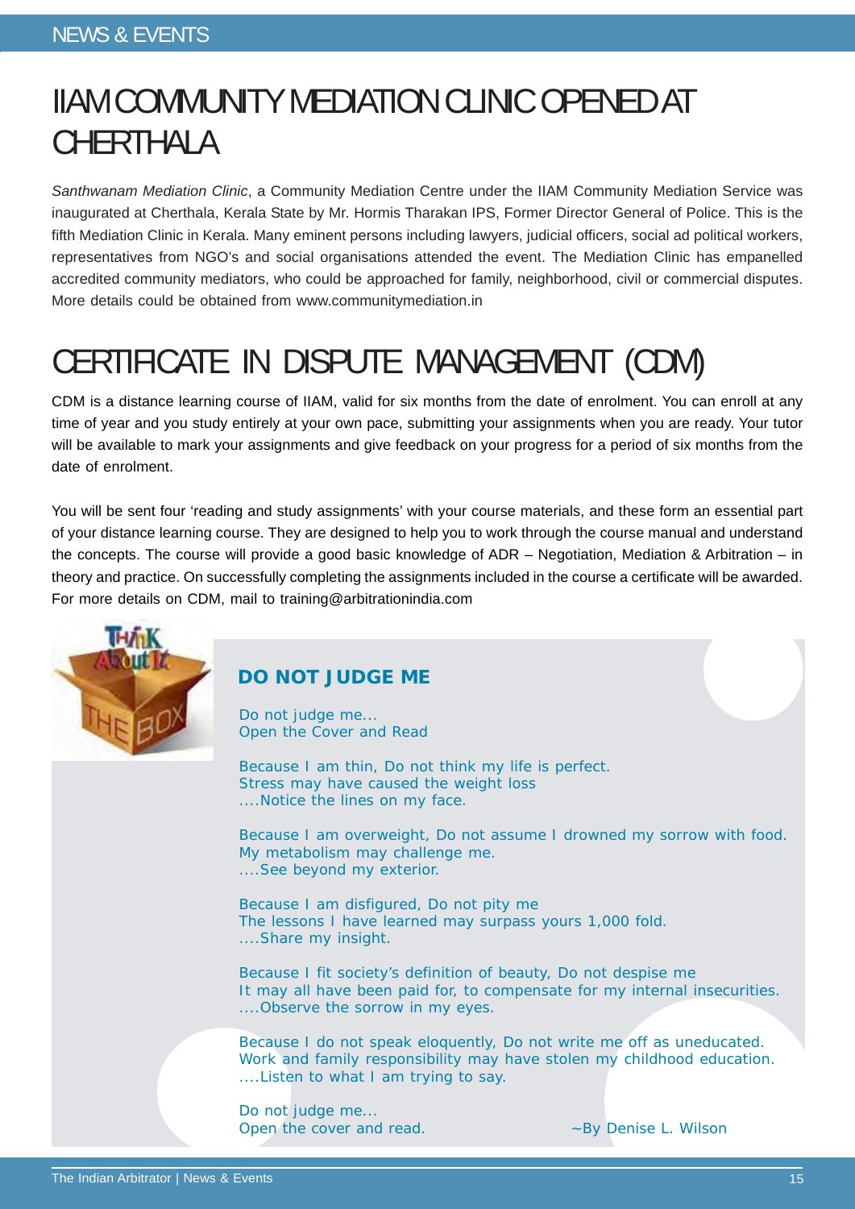# IIAM COMMUNITY MEDIATION CLINIC OPENED AT CHERTHALA

*Santhwanam Mediation Clinic*, a Community Mediation Centre under the IIAM Community Mediation Service was inaugurated at Cherthala, Kerala State by Mr. Hormis Tharakan IPS, Former Director General of Police. This is the fifth Mediation Clinic in Kerala. Many eminent persons including lawyers, judicial officers, social ad political workers, representatives from NGO's and social organisations attended the event. The Mediation Clinic has empanelled accredited community mediators, who could be approached for family, neighborhood, civil or commercial disputes. More details could be obtained from www.communitymediation.in

# CERTIFICATE IN DISPUTE MANAGEMENT (CDM)

CDM is a distance learning course of IIAM, valid for six months from the date of enrolment. You can enroll at any time of year and you study entirely at your own pace, submitting your assignments when you are ready. Your tutor will be available to mark your assignments and give feedback on your progress for a period of six months from the date of enrolment.

You will be sent four 'reading and study assignments' with your course materials, and these form an essential part of your distance learning course. They are designed to help you to work through the course manual and understand the concepts. The course will provide a good basic knowledge of ADR – Negotiation, Mediation & Arbitration – in theory and practice. On successfully completing the assignments included in the course a certificate will be awarded. For more details on CDM, mail to training@arbitrationindia.com

THINK About It THE BOX

## DO NOT JUDGE ME

Do not judge me...
Open the Cover and Read

Because I am thin, Do not think my life is perfect.
Stress may have caused the weight loss
....Notice the lines on my face.

Because I am overweight, Do not assume I drowned my sorrow with food.
My metabolism may challenge me.
....See beyond my exterior.

Because I am disfigured, Do not pity me
The lessons I have learned may surpass yours 1,000 fold.
....Share my insight.

Because I fit society's definition of beauty, Do not despise me
It may all have been paid for, to compensate for my internal insecurities.
....Observe the sorrow in my eyes.

Because I do not speak eloquently, Do not write me off as uneducated.
Work and family responsibility may have stolen my childhood education.
....Listen to what I am trying to say.

Do not judge me...
Open the cover and read.

~By Denise L. Wilson